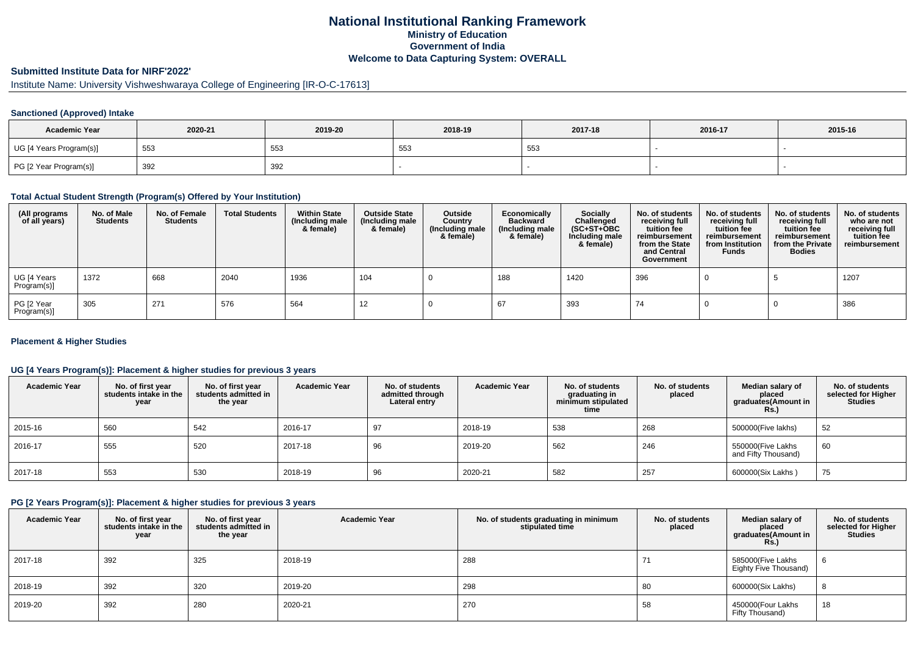# National Institutional Ranking Framework

## Ministry of Education

## Government of India

## Welcome to Data Capturing System: OVERALL

### Submitted Institute Data for NIRF'2022'

Institute Name: University Vishweshwaraya College of Engineering [IR-O-C-17613]

#### Sanctioned (Approved) Intake

| Academic Year | 2020-21 | 2019-20 | 2018-19 | 2017-18 | 2016-17 | 2015-16 |
|---|---|---|---|---|---|---|
| UG [4 Years Program(s)] | 553 | 553 | 553 | 553 | - | - |
| PG [2 Year Program(s)] | 392 | 392 | - | - | - | - |

#### Total Actual Student Strength (Program(s) Offered by Your Institution)

| (All programs of all years) | No. of Male Students | No. of Female Students | Total Students | Within State (Including male & female) | Outside State (Including male & female) | Outside Country (Including male & female) | Economically Backward (Including male & female) | Socially Challenged (SC+ST+OBC Including male & female) | No. of students receiving full tuition fee reimbursement from the State and Central Government | No. of students receiving full tuition fee reimbursement from Institution Funds | No. of students receiving full tuition fee reimbursement from the Private Bodies | No. of students who are not receiving full tuition fee reimbursement |
|---|---|---|---|---|---|---|---|---|---|---|---|---|
| UG [4 Years Program(s)] | 1372 | 668 | 2040 | 1936 | 104 | 0 | 188 | 1420 | 396 | 0 | 5 | 1207 |
| PG [2 Year Program(s)] | 305 | 271 | 576 | 564 | 12 | 0 | 67 | 393 | 74 | 0 | 0 | 386 |

#### Placement & Higher Studies

#### UG [4 Years Program(s)]: Placement & higher studies for previous 3 years

| Academic Year | No. of first year students intake in the year | No. of first year students admitted in the year | Academic Year | No. of students admitted through Lateral entry | Academic Year | No. of students graduating in minimum stipulated time | No. of students placed | Median salary of placed graduates(Amount in Rs.) | No. of students selected for Higher Studies |
|---|---|---|---|---|---|---|---|---|---|
| 2015-16 | 560 | 542 | 2016-17 | 97 | 2018-19 | 538 | 268 | 500000(Five lakhs) | 52 |
| 2016-17 | 555 | 520 | 2017-18 | 96 | 2019-20 | 562 | 246 | 550000(Five Lakhs and Fifty Thousand) | 60 |
| 2017-18 | 553 | 530 | 2018-19 | 96 | 2020-21 | 582 | 257 | 600000(Six Lakhs ) | 75 |

#### PG [2 Years Program(s)]: Placement & higher studies for previous 3 years

| Academic Year | No. of first year students intake in the year | No. of first year students admitted in the year | Academic Year | No. of students graduating in minimum stipulated time | No. of students placed | Median salary of placed graduates(Amount in Rs.) | No. of students selected for Higher Studies |
|---|---|---|---|---|---|---|---|
| 2017-18 | 392 | 325 | 2018-19 | 288 | 71 | 585000(Five Lakhs Eighty Five Thousand) | 6 |
| 2018-19 | 392 | 320 | 2019-20 | 298 | 80 | 600000(Six Lakhs) | 8 |
| 2019-20 | 392 | 280 | 2020-21 | 270 | 58 | 450000(Four Lakhs Fifty Thousand) | 18 |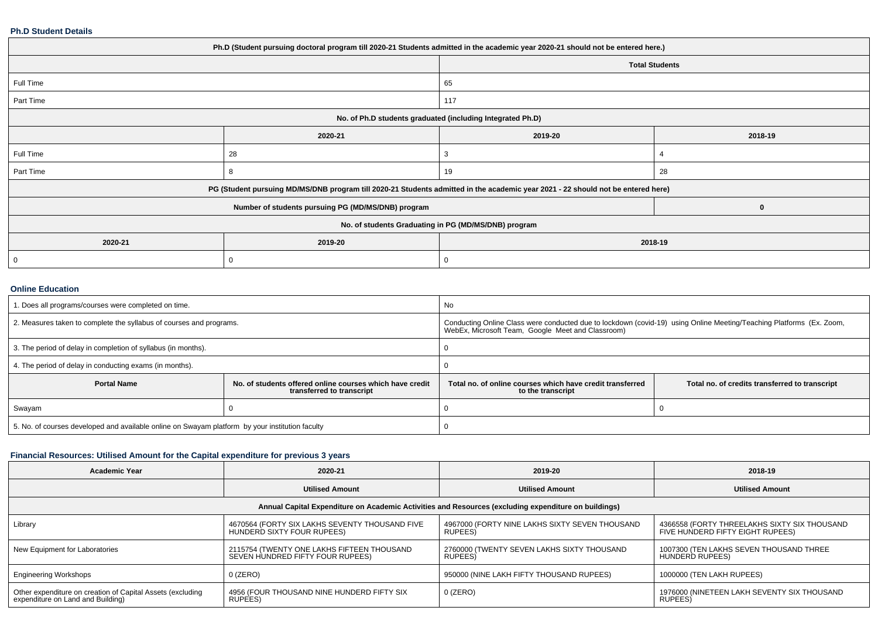### Ph.D Student Details

| Ph.D (Student pursuing doctoral program till 2020-21 Students admitted in the academic year 2020-21 should not be entered here.) | | | |
|---|---|---|---|
| | | Total Students | |
| Full Time | | 65 | |
| Part Time | | 117 | |
| No. of Ph.D students graduated (including Integrated Ph.D) | | | |
| | 2020-21 | 2019-20 | 2018-19 |
| Full Time | 28 | 3 | 4 |
| Part Time | 8 | 19 | 28 |
| PG (Student pursuing MD/MS/DNB program till 2020-21 Students admitted in the academic year 2021 - 22 should not be entered here) | | | |
| Number of students pursuing PG (MD/MS/DNB) program | | | 0 |
| No. of students Graduating in PG (MD/MS/DNB) program | | | |
| 2020-21 | 2019-20 | 2018-19 | |
| 0 | 0 | 0 | |

### Online Education

| 1. Does all programs/courses were completed on time. | | No | |
|---|---|---|---|
| 2. Measures taken to complete the syllabus of courses and programs. | | Conducting Online Class were conducted due to lockdown (covid-19) using Online Meeting/Teaching Platforms (Ex. Zoom, WebEx, Microsoft Team, Google Meet and Classroom) | |
| 3. The period of delay in completion of syllabus (in months). | | 0 | |
| 4. The period of delay in conducting exams (in months). | | 0 | |
| **Portal Name** | **No. of students offered online courses which have credit transferred to transcript** | **Total no. of online courses which have credit transferred to the transcript** | **Total no. of credits transferred to transcript** |
| Swayam | 0 | 0 | 0 |
| 5. No. of courses developed and available online on Swayam platform by your institution faculty | | 0 | |

### Financial Resources: Utilised Amount for the Capital expenditure for previous 3 years

| Academic Year | 2020-21 | 2019-20 | 2018-19 |
|---|---|---|---|
| | Utilised Amount | Utilised Amount | Utilised Amount |
| Annual Capital Expenditure on Academic Activities and Resources (excluding expenditure on buildings) | | | |
| Library | 4670564 (FORTY SIX LAKHS SEVENTY THOUSAND FIVE HUNDERD SIXTY FOUR RUPEES) | 4967000 (FORTY NINE LAKHS SIXTY SEVEN THOUSAND RUPEES) | 4366558 (FORTY THREELAKHS SIXTY SIX THOUSAND FIVE HUNDERD FIFTY EIGHT RUPEES) |
| New Equipment for Laboratories | 2115754 (TWENTY ONE LAKHS FIFTEEN THOUSAND SEVEN HUNDRED FIFTY FOUR RUPEES) | 2760000 (TWENTY SEVEN LAKHS SIXTY THOUSAND RUPEES) | 1007300 (TEN LAKHS SEVEN THOUSAND THREE HUNDERD RUPEES) |
| Engineering Workshops | 0 (ZERO) | 950000 (NINE LAKH FIFTY THOUSAND RUPEES) | 1000000 (TEN LAKH RUPEES) |
| Other expenditure on creation of Capital Assets (excluding expenditure on Land and Building) | 4956 (FOUR THOUSAND NINE HUNDERD FIFTY SIX RUPEES) | 0 (ZERO) | 1976000 (NINETEEN LAKH SEVENTY SIX THOUSAND RUPEES) |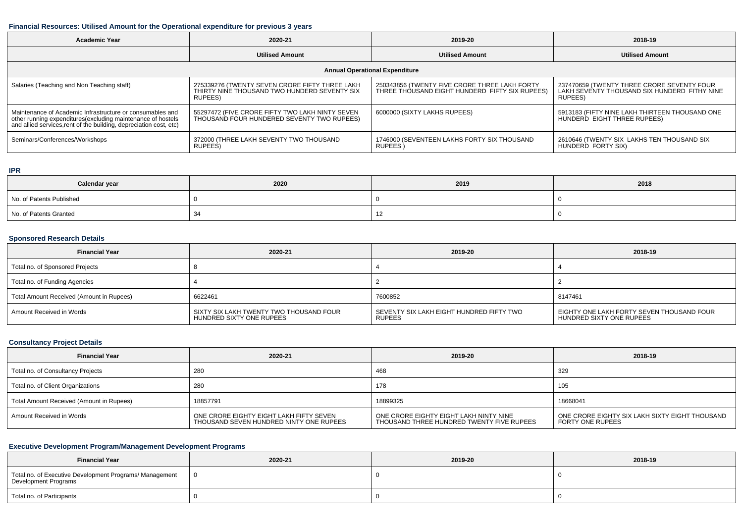### Financial Resources: Utilised Amount for the Operational expenditure for previous 3 years

| Academic Year | 2020-21 | 2019-20 | 2018-19 |
|---|---|---|---|
| | Utilised Amount | Utilised Amount | Utilised Amount |
| Annual Operational Expenditure | | | |
| Salaries (Teaching and Non Teaching staff) | 275339276 (TWENTY SEVEN CRORE FIFTY THREE LAKH THIRTY NINE THOUSAND TWO HUNDERD SEVENTY SIX RUPEES) | 250343856 (TWENTY FIVE CRORE THREE LAKH FORTY THREE THOUSAND EIGHT HUNDERD FIFTY SIX RUPEES) | 237470659 (TWENTY THREE CRORE SEVENTY FOUR LAKH SEVENTY THOUSAND SIX HUNDERD FITHY NINE RUPEES) |
| Maintenance of Academic Infrastructure or consumables and other running expenditures(excluding maintenance of hostels and allied services,rent of the building, depreciation cost, etc) | 55297472 (FIVE CRORE FIFTY TWO LAKH NINTY SEVEN THOUSAND FOUR HUNDERED SEVENTY TWO RUPEES) | 6000000 (SIXTY LAKHS RUPEES) | 5913183 (FIFTY NINE LAKH THIRTEEN THOUSAND ONE HUNDERD EIGHT THREE RUPEES) |
| Seminars/Conferences/Workshops | 372000 (THREE LAKH SEVENTY TWO THOUSAND RUPEES) | 1746000 (SEVENTEEN LAKHS FORTY SIX THOUSAND RUPEES ) | 2610646 (TWENTY SIX LAKHS TEN THOUSAND SIX HUNDERD FORTY SIX) |

### IPR

| Calendar year | 2020 | 2019 | 2018 |
|---|---|---|---|
| No. of Patents Published | 0 | 0 | 0 |
| No. of Patents Granted | 34 | 12 | 0 |

### Sponsored Research Details

| Financial Year | 2020-21 | 2019-20 | 2018-19 |
|---|---|---|---|
| Total no. of Sponsored Projects | 8 | 4 | 4 |
| Total no. of Funding Agencies | 4 | 2 | 2 |
| Total Amount Received (Amount in Rupees) | 6622461 | 7600852 | 8147461 |
| Amount Received in Words | SIXTY SIX LAKH TWENTY TWO THOUSAND FOUR HUNDRED SIXTY ONE RUPEES | SEVENTY SIX LAKH EIGHT HUNDRED FIFTY TWO RUPEES | EIGHTY ONE LAKH FORTY SEVEN THOUSAND FOUR HUNDRED SIXTY ONE RUPEES |

### Consultancy Project Details

| Financial Year | 2020-21 | 2019-20 | 2018-19 |
|---|---|---|---|
| Total no. of Consultancy Projects | 280 | 468 | 329 |
| Total no. of Client Organizations | 280 | 178 | 105 |
| Total Amount Received (Amount in Rupees) | 18857791 | 18899325 | 18668041 |
| Amount Received in Words | ONE CRORE EIGHTY EIGHT LAKH FIFTY SEVEN THOUSAND SEVEN HUNDRED NINTY ONE RUPEES | ONE CRORE EIGHTY EIGHT LAKH NINTY NINE THOUSAND THREE HUNDRED TWENTY FIVE RUPEES | ONE CRORE EIGHTY SIX LAKH SIXTY EIGHT THOUSAND FORTY ONE RUPEES |

### Executive Development Program/Management Development Programs

| Financial Year | 2020-21 | 2019-20 | 2018-19 |
|---|---|---|---|
| Total no. of Executive Development Programs/ Management Development Programs | 0 | 0 | 0 |
| Total no. of Participants | 0 | 0 | 0 |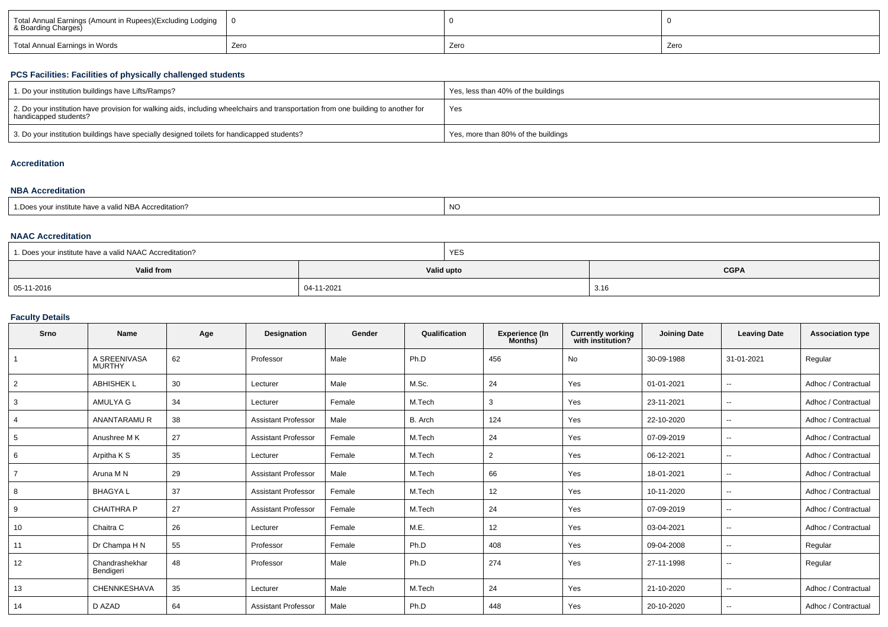| Total Annual Earnings (Amount in Rupees)(Excluding Lodging & Boarding Charges) | 0 | 0 | 0 |
|---|---|---|---|
| Total Annual Earnings in Words | Zero | Zero | Zero |

### PCS Facilities: Facilities of physically challenged students

| 1. Do your institution buildings have Lifts/Ramps? | Yes, less than 40% of the buildings |
|---|---|
| 2. Do your institution have provision for walking aids, including wheelchairs and transportation from one building to another for handicapped students? | Yes |
| 3. Do your institution buildings have specially designed toilets for handicapped students? | Yes, more than 80% of the buildings |

### Accreditation

### NBA Accreditation

| 1.Does your institute have a valid NBA Accreditation? | NO |
|---|---|

### NAAC Accreditation

| 1. Does your institute have a valid NAAC Accreditation? | YES | |
|---|---|---|
| **Valid from** | **Valid upto** | **CGPA** |
| 05-11-2016 | 04-11-2021 | 3.16 |

### Faculty Details

| Srno | Name | Age | Designation | Gender | Qualification | Experience (In Months) | Currently working with institution? | Joining Date | Leaving Date | Association type |
|---|---|---|---|---|---|---|---|---|---|---|
| 1 | A SREENIVASA MURTHY | 62 | Professor | Male | Ph.D | 456 | No | 30-09-1988 | 31-01-2021 | Regular |
| 2 | ABHISHEK L | 30 | Lecturer | Male | M.Sc. | 24 | Yes | 01-01-2021 | -- | Adhoc / Contractual |
| 3 | AMULYA G | 34 | Lecturer | Female | M.Tech | 3 | Yes | 23-11-2021 | -- | Adhoc / Contractual |
| 4 | ANANTARAMU R | 38 | Assistant Professor | Male | B. Arch | 124 | Yes | 22-10-2020 | -- | Adhoc / Contractual |
| 5 | Anushree M K | 27 | Assistant Professor | Female | M.Tech | 24 | Yes | 07-09-2019 | -- | Adhoc / Contractual |
| 6 | Arpitha K S | 35 | Lecturer | Female | M.Tech | 2 | Yes | 06-12-2021 | -- | Adhoc / Contractual |
| 7 | Aruna M N | 29 | Assistant Professor | Male | M.Tech | 66 | Yes | 18-01-2021 | -- | Adhoc / Contractual |
| 8 | BHAGYA L | 37 | Assistant Professor | Female | M.Tech | 12 | Yes | 10-11-2020 | -- | Adhoc / Contractual |
| 9 | CHAITHRA P | 27 | Assistant Professor | Female | M.Tech | 24 | Yes | 07-09-2019 | -- | Adhoc / Contractual |
| 10 | Chaitra C | 26 | Lecturer | Female | M.E. | 12 | Yes | 03-04-2021 | -- | Adhoc / Contractual |
| 11 | Dr Champa H N | 55 | Professor | Female | Ph.D | 408 | Yes | 09-04-2008 | -- | Regular |
| 12 | Chandrashekhar Bendigeri | 48 | Professor | Male | Ph.D | 274 | Yes | 27-11-1998 | -- | Regular |
| 13 | CHENNKESHAVA | 35 | Lecturer | Male | M.Tech | 24 | Yes | 21-10-2020 | -- | Adhoc / Contractual |
| 14 | D AZAD | 64 | Assistant Professor | Male | Ph.D | 448 | Yes | 20-10-2020 | -- | Adhoc / Contractual |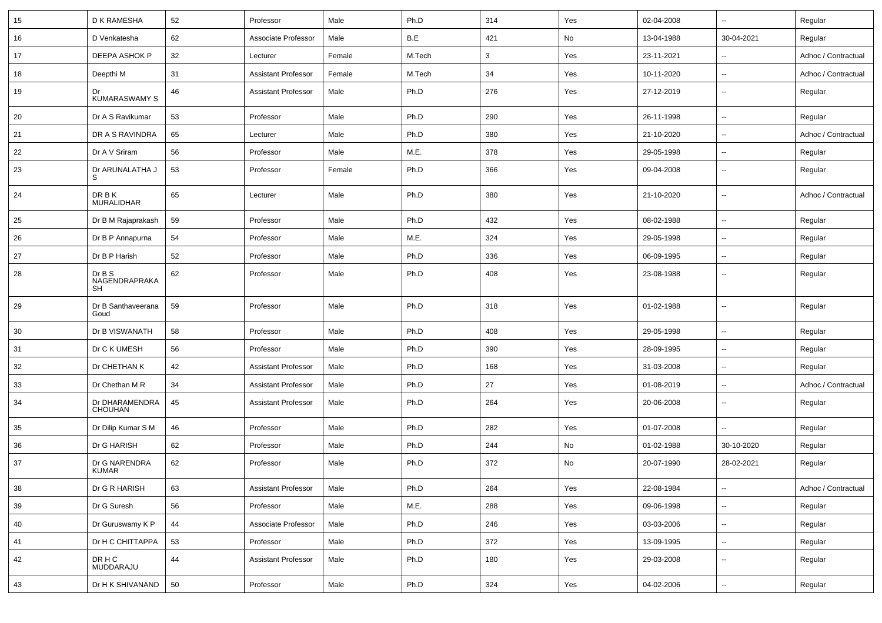| 15 | D K RAMESHA | 52 | Professor | Male | Ph.D | 314 | Yes | 02-04-2008 | -- | Regular |
|---|---|---|---|---|---|---|---|---|---|---|
| 16 | D Venkatesha | 62 | Associate Professor | Male | B.E | 421 | No | 13-04-1988 | 30-04-2021 | Regular |
| 17 | DEEPA ASHOK P | 32 | Lecturer | Female | M.Tech | 3 | Yes | 23-11-2021 | -- | Adhoc / Contractual |
| 18 | Deepthi M | 31 | Assistant Professor | Female | M.Tech | 34 | Yes | 10-11-2020 | -- | Adhoc / Contractual |
| 19 | Dr KUMARASWAMY S | 46 | Assistant Professor | Male | Ph.D | 276 | Yes | 27-12-2019 | -- | Regular |
| 20 | Dr A S Ravikumar | 53 | Professor | Male | Ph.D | 290 | Yes | 26-11-1998 | -- | Regular |
| 21 | DR A S RAVINDRA | 65 | Lecturer | Male | Ph.D | 380 | Yes | 21-10-2020 | -- | Adhoc / Contractual |
| 22 | Dr A V Sriram | 56 | Professor | Male | M.E. | 378 | Yes | 29-05-1998 | -- | Regular |
| 23 | Dr ARUNALATHA J S | 53 | Professor | Female | Ph.D | 366 | Yes | 09-04-2008 | -- | Regular |
| 24 | DR B K MURALIDHAR | 65 | Lecturer | Male | Ph.D | 380 | Yes | 21-10-2020 | -- | Adhoc / Contractual |
| 25 | Dr B M Rajaprakash | 59 | Professor | Male | Ph.D | 432 | Yes | 08-02-1988 | -- | Regular |
| 26 | Dr B P Annapurna | 54 | Professor | Male | M.E. | 324 | Yes | 29-05-1998 | -- | Regular |
| 27 | Dr B P Harish | 52 | Professor | Male | Ph.D | 336 | Yes | 06-09-1995 | -- | Regular |
| 28 | Dr B S NAGENDRAPRAKASH | 62 | Professor | Male | Ph.D | 408 | Yes | 23-08-1988 | -- | Regular |
| 29 | Dr B Santhaveerana Goud | 59 | Professor | Male | Ph.D | 318 | Yes | 01-02-1988 | -- | Regular |
| 30 | Dr B VISWANATH | 58 | Professor | Male | Ph.D | 408 | Yes | 29-05-1998 | -- | Regular |
| 31 | Dr C K UMESH | 56 | Professor | Male | Ph.D | 390 | Yes | 28-09-1995 | -- | Regular |
| 32 | Dr CHETHAN K | 42 | Assistant Professor | Male | Ph.D | 168 | Yes | 31-03-2008 | -- | Regular |
| 33 | Dr Chethan M R | 34 | Assistant Professor | Male | Ph.D | 27 | Yes | 01-08-2019 | -- | Adhoc / Contractual |
| 34 | Dr DHARAMENDRA CHOUHAN | 45 | Assistant Professor | Male | Ph.D | 264 | Yes | 20-06-2008 | -- | Regular |
| 35 | Dr Dilip Kumar S M | 46 | Professor | Male | Ph.D | 282 | Yes | 01-07-2008 | -- | Regular |
| 36 | Dr G HARISH | 62 | Professor | Male | Ph.D | 244 | No | 01-02-1988 | 30-10-2020 | Regular |
| 37 | Dr G NARENDRA KUMAR | 62 | Professor | Male | Ph.D | 372 | No | 20-07-1990 | 28-02-2021 | Regular |
| 38 | Dr G R HARISH | 63 | Assistant Professor | Male | Ph.D | 264 | Yes | 22-08-1984 | -- | Adhoc / Contractual |
| 39 | Dr G Suresh | 56 | Professor | Male | M.E. | 288 | Yes | 09-06-1998 | -- | Regular |
| 40 | Dr Guruswamy K P | 44 | Associate Professor | Male | Ph.D | 246 | Yes | 03-03-2006 | -- | Regular |
| 41 | Dr H C CHITTAPPA | 53 | Professor | Male | Ph.D | 372 | Yes | 13-09-1995 | -- | Regular |
| 42 | DR H C MUDDARAJU | 44 | Assistant Professor | Male | Ph.D | 180 | Yes | 29-03-2008 | -- | Regular |
| 43 | Dr H K SHIVANAND | 50 | Professor | Male | Ph.D | 324 | Yes | 04-02-2006 | -- | Regular |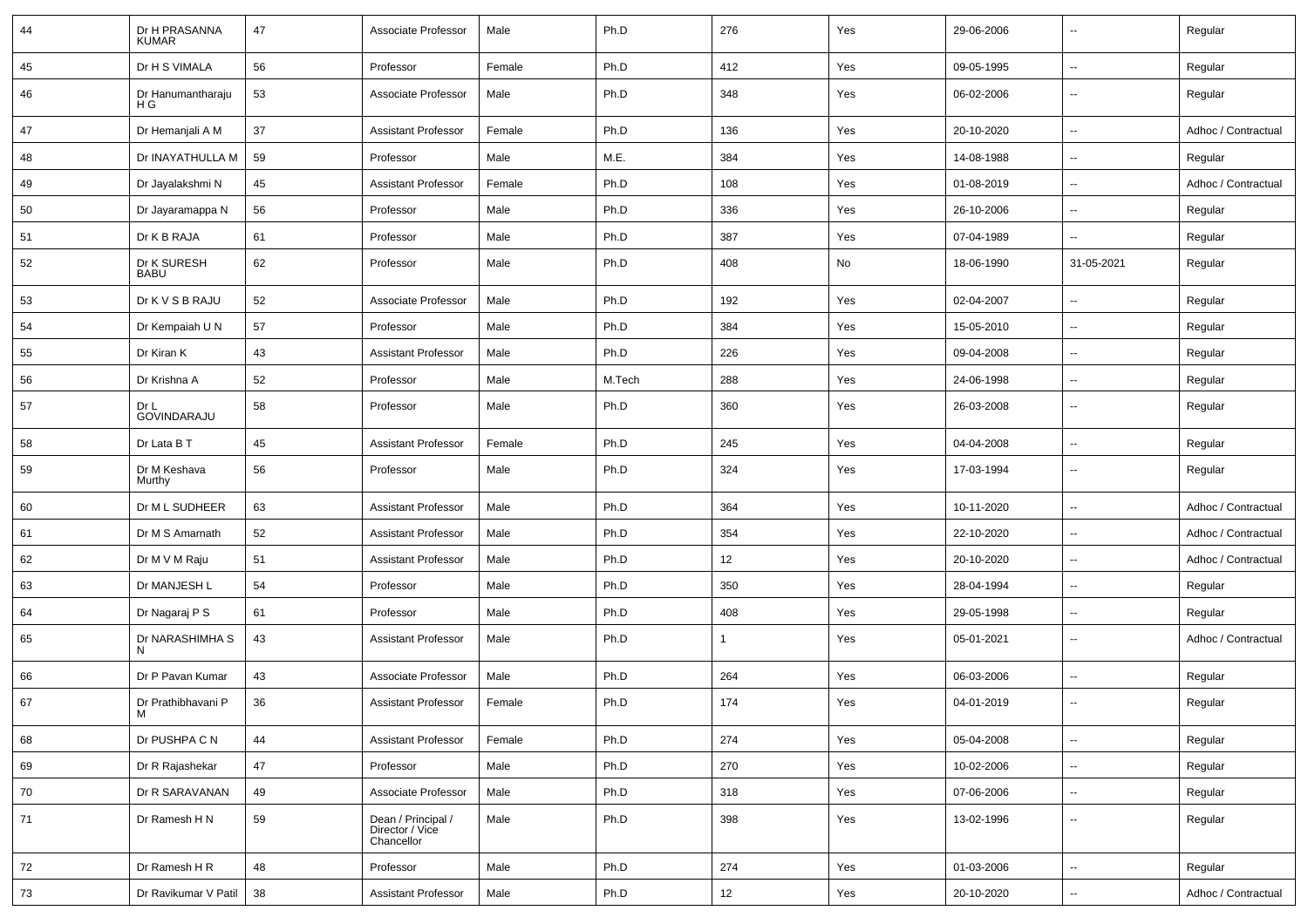| 44 | Dr H PRASANNA KUMAR | 47 | Associate Professor | Male | Ph.D | 276 | Yes | 29-06-2006 | -- | Regular |
|---|---|---|---|---|---|---|---|---|---|---|
| 45 | Dr H S VIMALA | 56 | Professor | Female | Ph.D | 412 | Yes | 09-05-1995 | -- | Regular |
| 46 | Dr Hanumantharaju H G | 53 | Associate Professor | Male | Ph.D | 348 | Yes | 06-02-2006 | -- | Regular |
| 47 | Dr Hemanjali A M | 37 | Assistant Professor | Female | Ph.D | 136 | Yes | 20-10-2020 | -- | Adhoc / Contractual |
| 48 | Dr INAYATHULLA M | 59 | Professor | Male | M.E. | 384 | Yes | 14-08-1988 | -- | Regular |
| 49 | Dr Jayalakshmi N | 45 | Assistant Professor | Female | Ph.D | 108 | Yes | 01-08-2019 | -- | Adhoc / Contractual |
| 50 | Dr Jayaramappa N | 56 | Professor | Male | Ph.D | 336 | Yes | 26-10-2006 | -- | Regular |
| 51 | Dr K B RAJA | 61 | Professor | Male | Ph.D | 387 | Yes | 07-04-1989 | -- | Regular |
| 52 | Dr K SURESH BABU | 62 | Professor | Male | Ph.D | 408 | No | 18-06-1990 | 31-05-2021 | Regular |
| 53 | Dr K V S B RAJU | 52 | Associate Professor | Male | Ph.D | 192 | Yes | 02-04-2007 | -- | Regular |
| 54 | Dr Kempaiah U N | 57 | Professor | Male | Ph.D | 384 | Yes | 15-05-2010 | -- | Regular |
| 55 | Dr Kiran K | 43 | Assistant Professor | Male | Ph.D | 226 | Yes | 09-04-2008 | -- | Regular |
| 56 | Dr Krishna A | 52 | Professor | Male | M.Tech | 288 | Yes | 24-06-1998 | -- | Regular |
| 57 | Dr L GOVINDARAJU | 58 | Professor | Male | Ph.D | 360 | Yes | 26-03-2008 | -- | Regular |
| 58 | Dr Lata B T | 45 | Assistant Professor | Female | Ph.D | 245 | Yes | 04-04-2008 | -- | Regular |
| 59 | Dr M Keshava Murthy | 56 | Professor | Male | Ph.D | 324 | Yes | 17-03-1994 | -- | Regular |
| 60 | Dr M L SUDHEER | 63 | Assistant Professor | Male | Ph.D | 364 | Yes | 10-11-2020 | -- | Adhoc / Contractual |
| 61 | Dr M S Amarnath | 52 | Assistant Professor | Male | Ph.D | 354 | Yes | 22-10-2020 | -- | Adhoc / Contractual |
| 62 | Dr M V M Raju | 51 | Assistant Professor | Male | Ph.D | 12 | Yes | 20-10-2020 | -- | Adhoc / Contractual |
| 63 | Dr MANJESH L | 54 | Professor | Male | Ph.D | 350 | Yes | 28-04-1994 | -- | Regular |
| 64 | Dr Nagaraj P S | 61 | Professor | Male | Ph.D | 408 | Yes | 29-05-1998 | -- | Regular |
| 65 | Dr NARASHIMHA S N | 43 | Assistant Professor | Male | Ph.D | 1 | Yes | 05-01-2021 | -- | Adhoc / Contractual |
| 66 | Dr P Pavan Kumar | 43 | Associate Professor | Male | Ph.D | 264 | Yes | 06-03-2006 | -- | Regular |
| 67 | Dr Prathibhavani P M | 36 | Assistant Professor | Female | Ph.D | 174 | Yes | 04-01-2019 | -- | Regular |
| 68 | Dr PUSHPA C N | 44 | Assistant Professor | Female | Ph.D | 274 | Yes | 05-04-2008 | -- | Regular |
| 69 | Dr R Rajashekar | 47 | Professor | Male | Ph.D | 270 | Yes | 10-02-2006 | -- | Regular |
| 70 | Dr R SARAVANAN | 49 | Associate Professor | Male | Ph.D | 318 | Yes | 07-06-2006 | -- | Regular |
| 71 | Dr Ramesh H N | 59 | Dean / Principal / Director / Vice Chancellor | Male | Ph.D | 398 | Yes | 13-02-1996 | -- | Regular |
| 72 | Dr Ramesh H R | 48 | Professor | Male | Ph.D | 274 | Yes | 01-03-2006 | -- | Regular |
| 73 | Dr Ravikumar V Patil | 38 | Assistant Professor | Male | Ph.D | 12 | Yes | 20-10-2020 | -- | Adhoc / Contractual |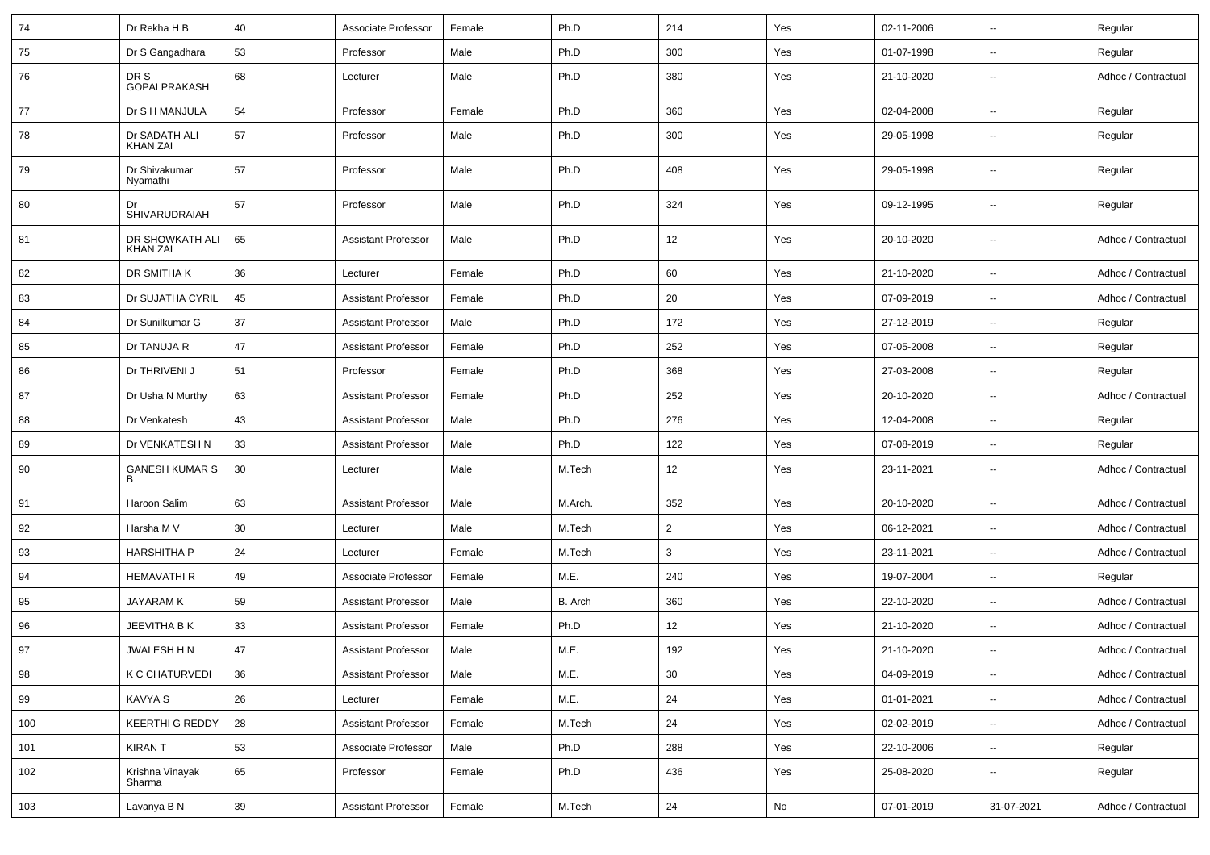| 74 | Dr Rekha H B | 40 | Associate Professor | Female | Ph.D | 214 | Yes | 02-11-2006 | -- | Regular |
|---|---|---|---|---|---|---|---|---|---|---|
| 75 | Dr S Gangadhara | 53 | Professor | Male | Ph.D | 300 | Yes | 01-07-1998 | -- | Regular |
| 76 | DR S GOPALPRAKASH | 68 | Lecturer | Male | Ph.D | 380 | Yes | 21-10-2020 | -- | Adhoc / Contractual |
| 77 | Dr S H MANJULA | 54 | Professor | Female | Ph.D | 360 | Yes | 02-04-2008 | -- | Regular |
| 78 | Dr SADATH ALI KHAN ZAI | 57 | Professor | Male | Ph.D | 300 | Yes | 29-05-1998 | -- | Regular |
| 79 | Dr Shivakumar Nyamathi | 57 | Professor | Male | Ph.D | 408 | Yes | 29-05-1998 | -- | Regular |
| 80 | Dr SHIVARUDRAIAH | 57 | Professor | Male | Ph.D | 324 | Yes | 09-12-1995 | -- | Regular |
| 81 | DR SHOWKATH ALI KHAN ZAI | 65 | Assistant Professor | Male | Ph.D | 12 | Yes | 20-10-2020 | -- | Adhoc / Contractual |
| 82 | DR SMITHA K | 36 | Lecturer | Female | Ph.D | 60 | Yes | 21-10-2020 | -- | Adhoc / Contractual |
| 83 | Dr SUJATHA CYRIL | 45 | Assistant Professor | Female | Ph.D | 20 | Yes | 07-09-2019 | -- | Adhoc / Contractual |
| 84 | Dr Sunilkumar G | 37 | Assistant Professor | Male | Ph.D | 172 | Yes | 27-12-2019 | -- | Regular |
| 85 | Dr TANUJA R | 47 | Assistant Professor | Female | Ph.D | 252 | Yes | 07-05-2008 | -- | Regular |
| 86 | Dr THRIVENI J | 51 | Professor | Female | Ph.D | 368 | Yes | 27-03-2008 | -- | Regular |
| 87 | Dr Usha N Murthy | 63 | Assistant Professor | Female | Ph.D | 252 | Yes | 20-10-2020 | -- | Adhoc / Contractual |
| 88 | Dr Venkatesh | 43 | Assistant Professor | Male | Ph.D | 276 | Yes | 12-04-2008 | -- | Regular |
| 89 | Dr VENKATESH N | 33 | Assistant Professor | Male | Ph.D | 122 | Yes | 07-08-2019 | -- | Regular |
| 90 | GANESH KUMAR S B | 30 | Lecturer | Male | M.Tech | 12 | Yes | 23-11-2021 | -- | Adhoc / Contractual |
| 91 | Haroon Salim | 63 | Assistant Professor | Male | M.Arch. | 352 | Yes | 20-10-2020 | -- | Adhoc / Contractual |
| 92 | Harsha M V | 30 | Lecturer | Male | M.Tech | 2 | Yes | 06-12-2021 | -- | Adhoc / Contractual |
| 93 | HARSHITHA P | 24 | Lecturer | Female | M.Tech | 3 | Yes | 23-11-2021 | -- | Adhoc / Contractual |
| 94 | HEMAVATHI R | 49 | Associate Professor | Female | M.E. | 240 | Yes | 19-07-2004 | -- | Regular |
| 95 | JAYARAM K | 59 | Assistant Professor | Male | B. Arch | 360 | Yes | 22-10-2020 | -- | Adhoc / Contractual |
| 96 | JEEVITHA B K | 33 | Assistant Professor | Female | Ph.D | 12 | Yes | 21-10-2020 | -- | Adhoc / Contractual |
| 97 | JWALESH H N | 47 | Assistant Professor | Male | M.E. | 192 | Yes | 21-10-2020 | -- | Adhoc / Contractual |
| 98 | K C CHATURVEDI | 36 | Assistant Professor | Male | M.E. | 30 | Yes | 04-09-2019 | -- | Adhoc / Contractual |
| 99 | KAVYA S | 26 | Lecturer | Female | M.E. | 24 | Yes | 01-01-2021 | -- | Adhoc / Contractual |
| 100 | KEERTHI G REDDY | 28 | Assistant Professor | Female | M.Tech | 24 | Yes | 02-02-2019 | -- | Adhoc / Contractual |
| 101 | KIRAN T | 53 | Associate Professor | Male | Ph.D | 288 | Yes | 22-10-2006 | -- | Regular |
| 102 | Krishna Vinayak Sharma | 65 | Professor | Female | Ph.D | 436 | Yes | 25-08-2020 | -- | Regular |
| 103 | Lavanya B N | 39 | Assistant Professor | Female | M.Tech | 24 | No | 07-01-2019 | 31-07-2021 | Adhoc / Contractual |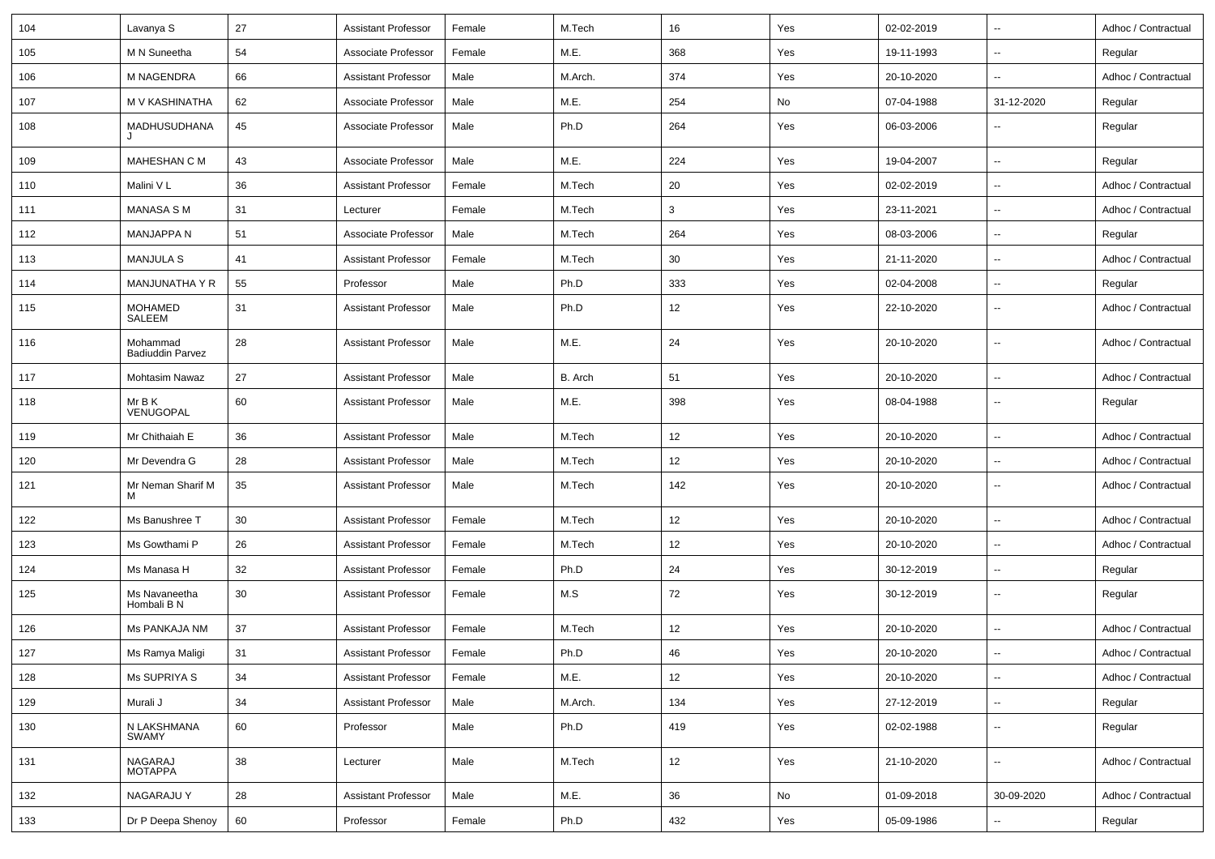| 104 | Lavanya S | 27 | Assistant Professor | Female | M.Tech | 16 | Yes | 02-02-2019 | -- | Adhoc / Contractual |
|---|---|---|---|---|---|---|---|---|---|---|
| 105 | M N Suneetha | 54 | Associate Professor | Female | M.E. | 368 | Yes | 19-11-1993 | -- | Regular |
| 106 | M NAGENDRA | 66 | Assistant Professor | Male | M.Arch. | 374 | Yes | 20-10-2020 | -- | Adhoc / Contractual |
| 107 | M V KASHINATHA | 62 | Associate Professor | Male | M.E. | 254 | No | 07-04-1988 | 31-12-2020 | Regular |
| 108 | MADHUSUDHANA J | 45 | Associate Professor | Male | Ph.D | 264 | Yes | 06-03-2006 | -- | Regular |
| 109 | MAHESHAN C M | 43 | Associate Professor | Male | M.E. | 224 | Yes | 19-04-2007 | -- | Regular |
| 110 | Malini V L | 36 | Assistant Professor | Female | M.Tech | 20 | Yes | 02-02-2019 | -- | Adhoc / Contractual |
| 111 | MANASA S M | 31 | Lecturer | Female | M.Tech | 3 | Yes | 23-11-2021 | -- | Adhoc / Contractual |
| 112 | MANJAPPA N | 51 | Associate Professor | Male | M.Tech | 264 | Yes | 08-03-2006 | -- | Regular |
| 113 | MANJULA S | 41 | Assistant Professor | Female | M.Tech | 30 | Yes | 21-11-2020 | -- | Adhoc / Contractual |
| 114 | MANJUNATHA Y R | 55 | Professor | Male | Ph.D | 333 | Yes | 02-04-2008 | -- | Regular |
| 115 | MOHAMED SALEEM | 31 | Assistant Professor | Male | Ph.D | 12 | Yes | 22-10-2020 | -- | Adhoc / Contractual |
| 116 | Mohammad Badiuddin Parvez | 28 | Assistant Professor | Male | M.E. | 24 | Yes | 20-10-2020 | -- | Adhoc / Contractual |
| 117 | Mohtasim Nawaz | 27 | Assistant Professor | Male | B. Arch | 51 | Yes | 20-10-2020 | -- | Adhoc / Contractual |
| 118 | Mr B K VENUGOPAL | 60 | Assistant Professor | Male | M.E. | 398 | Yes | 08-04-1988 | -- | Regular |
| 119 | Mr Chithaiah E | 36 | Assistant Professor | Male | M.Tech | 12 | Yes | 20-10-2020 | -- | Adhoc / Contractual |
| 120 | Mr Devendra G | 28 | Assistant Professor | Male | M.Tech | 12 | Yes | 20-10-2020 | -- | Adhoc / Contractual |
| 121 | Mr Neman Sharif M M | 35 | Assistant Professor | Male | M.Tech | 142 | Yes | 20-10-2020 | -- | Adhoc / Contractual |
| 122 | Ms Banushree T | 30 | Assistant Professor | Female | M.Tech | 12 | Yes | 20-10-2020 | -- | Adhoc / Contractual |
| 123 | Ms Gowthami P | 26 | Assistant Professor | Female | M.Tech | 12 | Yes | 20-10-2020 | -- | Adhoc / Contractual |
| 124 | Ms Manasa H | 32 | Assistant Professor | Female | Ph.D | 24 | Yes | 30-12-2019 | -- | Regular |
| 125 | Ms Navaneetha Hombali B N | 30 | Assistant Professor | Female | M.S | 72 | Yes | 30-12-2019 | -- | Regular |
| 126 | Ms PANKAJA NM | 37 | Assistant Professor | Female | M.Tech | 12 | Yes | 20-10-2020 | -- | Adhoc / Contractual |
| 127 | Ms Ramya Maligi | 31 | Assistant Professor | Female | Ph.D | 46 | Yes | 20-10-2020 | -- | Adhoc / Contractual |
| 128 | Ms SUPRIYA S | 34 | Assistant Professor | Female | M.E. | 12 | Yes | 20-10-2020 | -- | Adhoc / Contractual |
| 129 | Murali J | 34 | Assistant Professor | Male | M.Arch. | 134 | Yes | 27-12-2019 | -- | Regular |
| 130 | N LAKSHMANA SWAMY | 60 | Professor | Male | Ph.D | 419 | Yes | 02-02-1988 | -- | Regular |
| 131 | NAGARAJ MOTAPPA | 38 | Lecturer | Male | M.Tech | 12 | Yes | 21-10-2020 | -- | Adhoc / Contractual |
| 132 | NAGARAJU Y | 28 | Assistant Professor | Male | M.E. | 36 | No | 01-09-2018 | 30-09-2020 | Adhoc / Contractual |
| 133 | Dr P Deepa Shenoy | 60 | Professor | Female | Ph.D | 432 | Yes | 05-09-1986 | -- | Regular |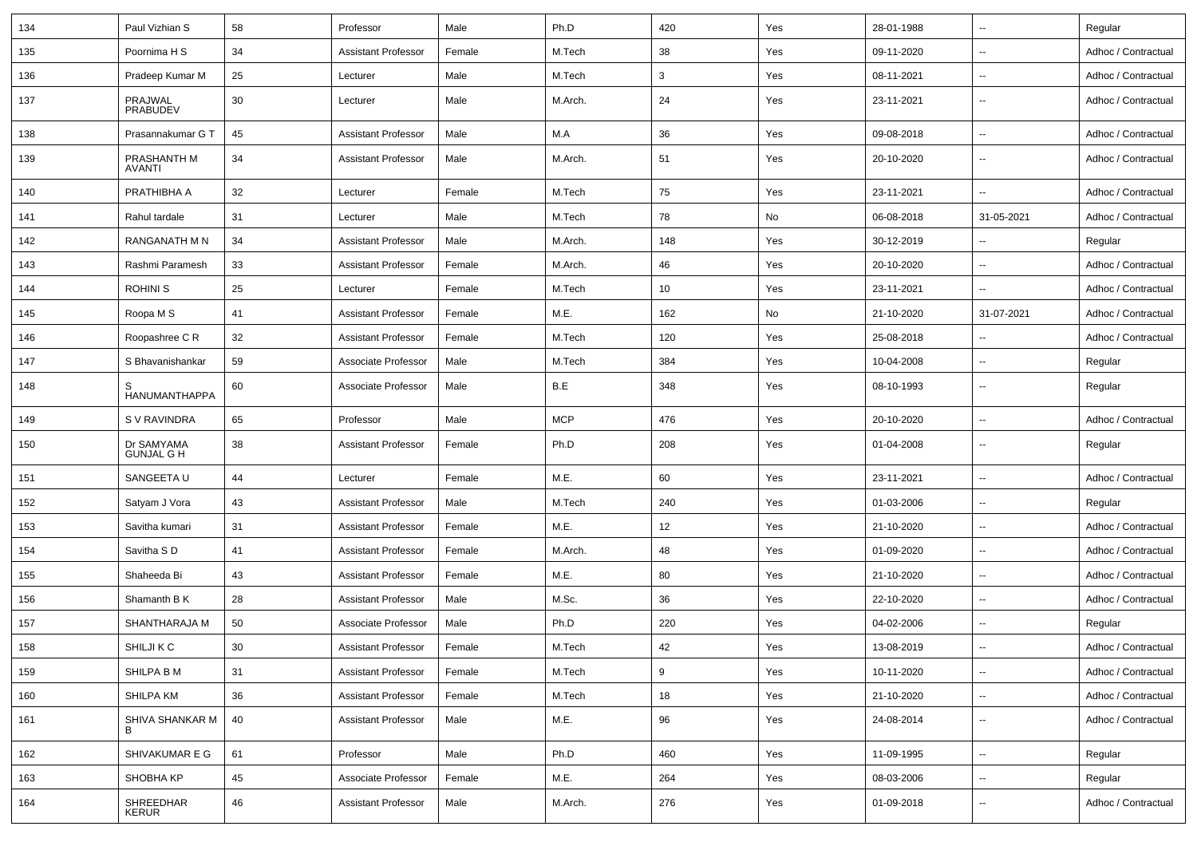| 134 | Paul Vizhian S | 58 | Professor | Male | Ph.D | 420 | Yes | 28-01-1988 | -- | Regular |
|---|---|---|---|---|---|---|---|---|---|---|
| 135 | Poornima H S | 34 | Assistant Professor | Female | M.Tech | 38 | Yes | 09-11-2020 | -- | Adhoc / Contractual |
| 136 | Pradeep Kumar M | 25 | Lecturer | Male | M.Tech | 3 | Yes | 08-11-2021 | -- | Adhoc / Contractual |
| 137 | PRAJWAL PRABUDEV | 30 | Lecturer | Male | M.Arch. | 24 | Yes | 23-11-2021 | -- | Adhoc / Contractual |
| 138 | Prasannakumar G T | 45 | Assistant Professor | Male | M.A | 36 | Yes | 09-08-2018 | -- | Adhoc / Contractual |
| 139 | PRASHANTH M AVANTI | 34 | Assistant Professor | Male | M.Arch. | 51 | Yes | 20-10-2020 | -- | Adhoc / Contractual |
| 140 | PRATHIBHA A | 32 | Lecturer | Female | M.Tech | 75 | Yes | 23-11-2021 | -- | Adhoc / Contractual |
| 141 | Rahul tardale | 31 | Lecturer | Male | M.Tech | 78 | No | 06-08-2018 | 31-05-2021 | Adhoc / Contractual |
| 142 | RANGANATH M N | 34 | Assistant Professor | Male | M.Arch. | 148 | Yes | 30-12-2019 | -- | Regular |
| 143 | Rashmi Paramesh | 33 | Assistant Professor | Female | M.Arch. | 46 | Yes | 20-10-2020 | -- | Adhoc / Contractual |
| 144 | ROHINI S | 25 | Lecturer | Female | M.Tech | 10 | Yes | 23-11-2021 | -- | Adhoc / Contractual |
| 145 | Roopa M S | 41 | Assistant Professor | Female | M.E. | 162 | No | 21-10-2020 | 31-07-2021 | Adhoc / Contractual |
| 146 | Roopashree C R | 32 | Assistant Professor | Female | M.Tech | 120 | Yes | 25-08-2018 | -- | Adhoc / Contractual |
| 147 | S Bhavanishankar | 59 | Associate Professor | Male | M.Tech | 384 | Yes | 10-04-2008 | -- | Regular |
| 148 | S HANUMANTHAPPA | 60 | Associate Professor | Male | B.E | 348 | Yes | 08-10-1993 | -- | Regular |
| 149 | S V RAVINDRA | 65 | Professor | Male | MCP | 476 | Yes | 20-10-2020 | -- | Adhoc / Contractual |
| 150 | Dr SAMYAMA GUNJAL G H | 38 | Assistant Professor | Female | Ph.D | 208 | Yes | 01-04-2008 | -- | Regular |
| 151 | SANGEETA U | 44 | Lecturer | Female | M.E. | 60 | Yes | 23-11-2021 | -- | Adhoc / Contractual |
| 152 | Satyam J Vora | 43 | Assistant Professor | Male | M.Tech | 240 | Yes | 01-03-2006 | -- | Regular |
| 153 | Savitha kumari | 31 | Assistant Professor | Female | M.E. | 12 | Yes | 21-10-2020 | -- | Adhoc / Contractual |
| 154 | Savitha S D | 41 | Assistant Professor | Female | M.Arch. | 48 | Yes | 01-09-2020 | -- | Adhoc / Contractual |
| 155 | Shaheeda Bi | 43 | Assistant Professor | Female | M.E. | 80 | Yes | 21-10-2020 | -- | Adhoc / Contractual |
| 156 | Shamanth B K | 28 | Assistant Professor | Male | M.Sc. | 36 | Yes | 22-10-2020 | -- | Adhoc / Contractual |
| 157 | SHANTHARAJA M | 50 | Associate Professor | Male | Ph.D | 220 | Yes | 04-02-2006 | -- | Regular |
| 158 | SHILJI K C | 30 | Assistant Professor | Female | M.Tech | 42 | Yes | 13-08-2019 | -- | Adhoc / Contractual |
| 159 | SHILPA B M | 31 | Assistant Professor | Female | M.Tech | 9 | Yes | 10-11-2020 | -- | Adhoc / Contractual |
| 160 | SHILPA KM | 36 | Assistant Professor | Female | M.Tech | 18 | Yes | 21-10-2020 | -- | Adhoc / Contractual |
| 161 | SHIVA SHANKAR M B | 40 | Assistant Professor | Male | M.E. | 96 | Yes | 24-08-2014 | -- | Adhoc / Contractual |
| 162 | SHIVAKUMAR E G | 61 | Professor | Male | Ph.D | 460 | Yes | 11-09-1995 | -- | Regular |
| 163 | SHOBHA KP | 45 | Associate Professor | Female | M.E. | 264 | Yes | 08-03-2006 | -- | Regular |
| 164 | SHREEDHAR KERUR | 46 | Assistant Professor | Male | M.Arch. | 276 | Yes | 01-09-2018 | -- | Adhoc / Contractual |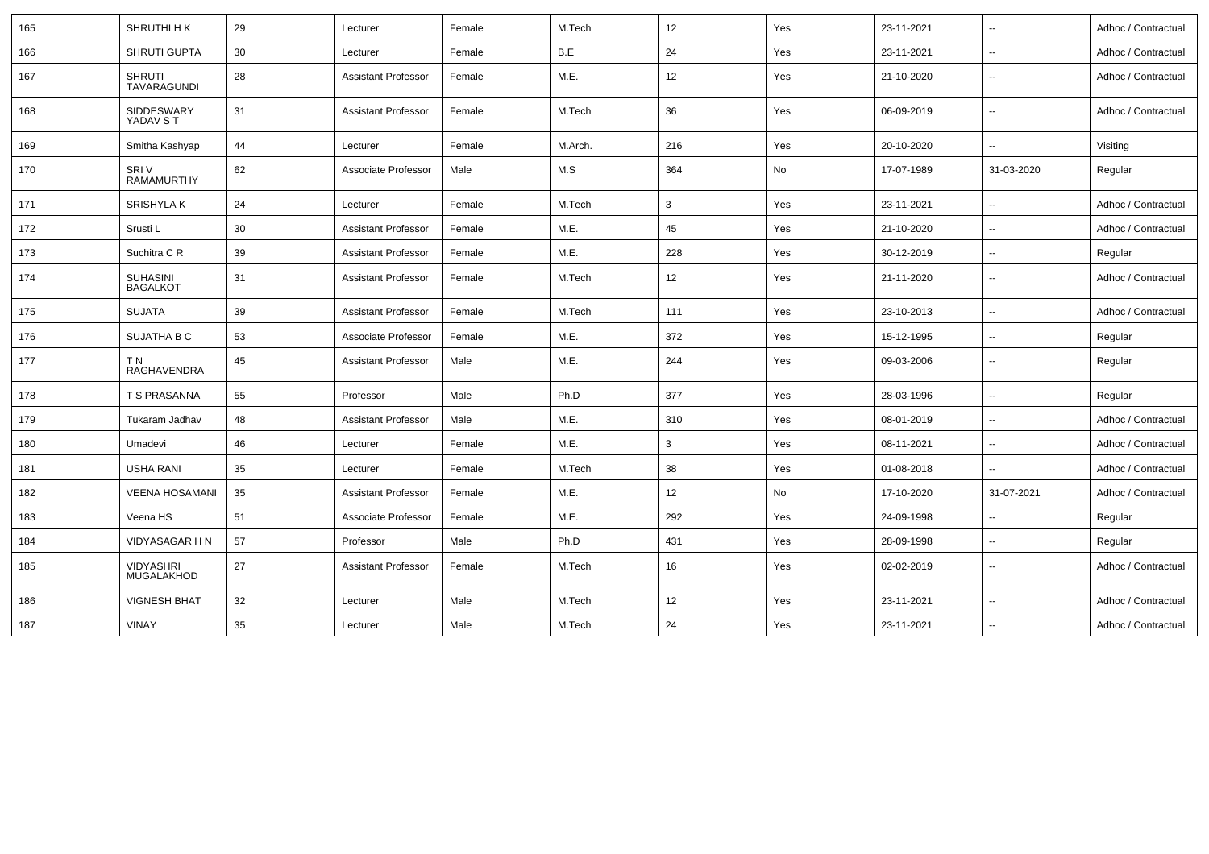| | | | | | | | | | | |
|---|---|---|---|---|---|---|---|---|---|---|
| 165 | SHRUTHI H K | 29 | Lecturer | Female | M.Tech | 12 | Yes | 23-11-2021 | -- | Adhoc / Contractual |
| 166 | SHRUTI GUPTA | 30 | Lecturer | Female | B.E | 24 | Yes | 23-11-2021 | -- | Adhoc / Contractual |
| 167 | SHRUTI TAVARAGUNDI | 28 | Assistant Professor | Female | M.E. | 12 | Yes | 21-10-2020 | -- | Adhoc / Contractual |
| 168 | SIDDESWARY YADAV S T | 31 | Assistant Professor | Female | M.Tech | 36 | Yes | 06-09-2019 | -- | Adhoc / Contractual |
| 169 | Smitha Kashyap | 44 | Lecturer | Female | M.Arch. | 216 | Yes | 20-10-2020 | -- | Visiting |
| 170 | SRI V RAMAMURTHY | 62 | Associate Professor | Male | M.S | 364 | No | 17-07-1989 | 31-03-2020 | Regular |
| 171 | SRISHYLA K | 24 | Lecturer | Female | M.Tech | 3 | Yes | 23-11-2021 | -- | Adhoc / Contractual |
| 172 | Srusti L | 30 | Assistant Professor | Female | M.E. | 45 | Yes | 21-10-2020 | -- | Adhoc / Contractual |
| 173 | Suchitra C R | 39 | Assistant Professor | Female | M.E. | 228 | Yes | 30-12-2019 | -- | Regular |
| 174 | SUHASINI BAGALKOT | 31 | Assistant Professor | Female | M.Tech | 12 | Yes | 21-11-2020 | -- | Adhoc / Contractual |
| 175 | SUJATA | 39 | Assistant Professor | Female | M.Tech | 111 | Yes | 23-10-2013 | -- | Adhoc / Contractual |
| 176 | SUJATHA B C | 53 | Associate Professor | Female | M.E. | 372 | Yes | 15-12-1995 | -- | Regular |
| 177 | T N RAGHAVENDRA | 45 | Assistant Professor | Male | M.E. | 244 | Yes | 09-03-2006 | -- | Regular |
| 178 | T S PRASANNA | 55 | Professor | Male | Ph.D | 377 | Yes | 28-03-1996 | -- | Regular |
| 179 | Tukaram Jadhav | 48 | Assistant Professor | Male | M.E. | 310 | Yes | 08-01-2019 | -- | Adhoc / Contractual |
| 180 | Umadevi | 46 | Lecturer | Female | M.E. | 3 | Yes | 08-11-2021 | -- | Adhoc / Contractual |
| 181 | USHA RANI | 35 | Lecturer | Female | M.Tech | 38 | Yes | 01-08-2018 | -- | Adhoc / Contractual |
| 182 | VEENA HOSAMANI | 35 | Assistant Professor | Female | M.E. | 12 | No | 17-10-2020 | 31-07-2021 | Adhoc / Contractual |
| 183 | Veena HS | 51 | Associate Professor | Female | M.E. | 292 | Yes | 24-09-1998 | -- | Regular |
| 184 | VIDYASAGAR H N | 57 | Professor | Male | Ph.D | 431 | Yes | 28-09-1998 | -- | Regular |
| 185 | VIDYASHRI MUGALAKHOD | 27 | Assistant Professor | Female | M.Tech | 16 | Yes | 02-02-2019 | -- | Adhoc / Contractual |
| 186 | VIGNESH BHAT | 32 | Lecturer | Male | M.Tech | 12 | Yes | 23-11-2021 | -- | Adhoc / Contractual |
| 187 | VINAY | 35 | Lecturer | Male | M.Tech | 24 | Yes | 23-11-2021 | -- | Adhoc / Contractual |